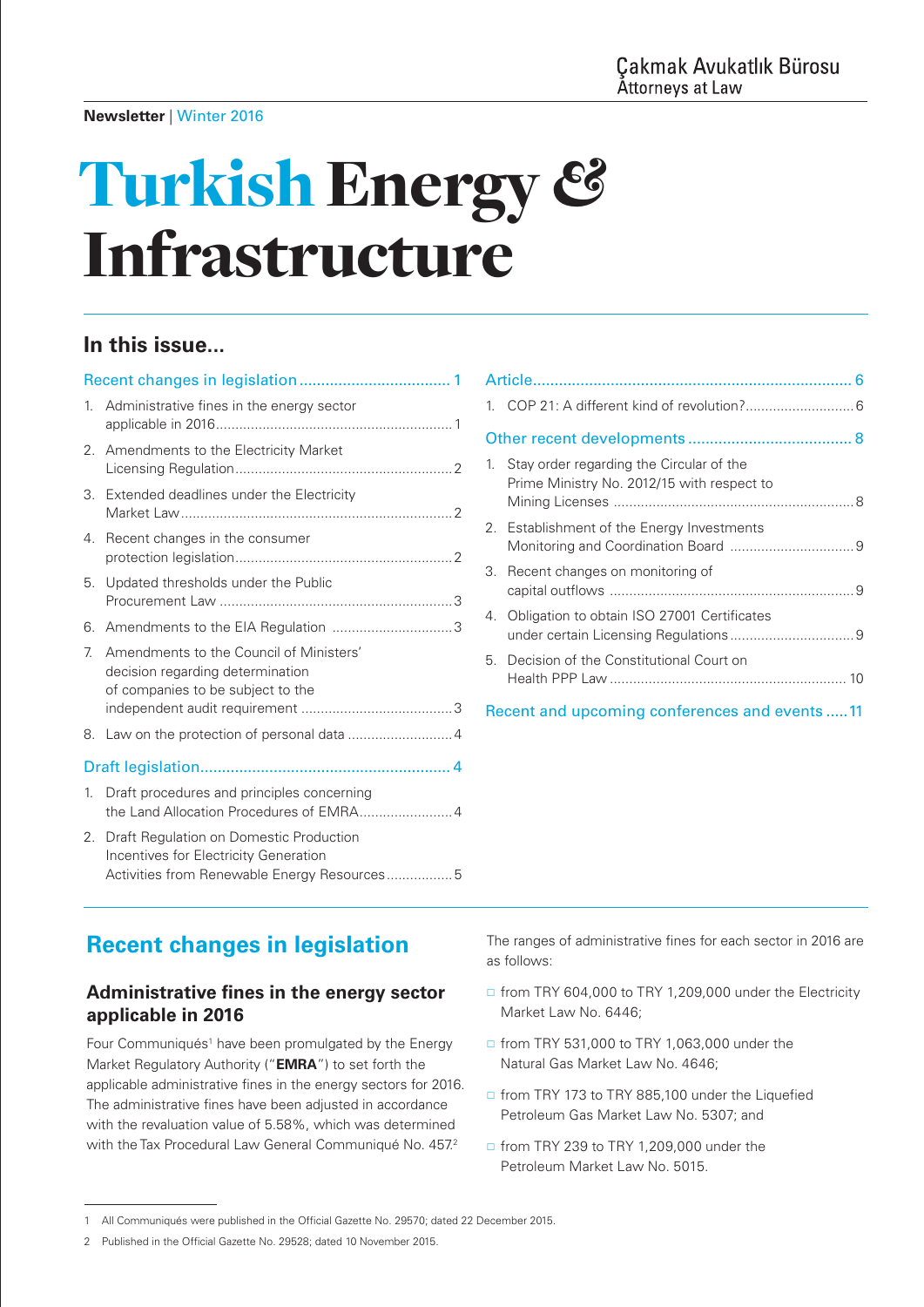Çakmak Avukatlık Bürosu
Attorneys at Law

**Newsletter** | Winter 2016

# Turkish Energy & Infrastructure

## In this issue...

Recent changes in legislation .................................. 1

1. Administrative fines in the energy sector applicable in 2016 .......... 1
2. Amendments to the Electricity Market Licensing Regulation .......... 2
3. Extended deadlines under the Electricity Market Law .......... 2
4. Recent changes in the consumer protection legislation .......... 2
5. Updated thresholds under the Public Procurement Law .......... 3
6. Amendments to the EIA Regulation .......... 3
7. Amendments to the Council of Ministers' decision regarding determination of companies to be subject to the independent audit requirement .......... 3
8. Law on the protection of personal data .......... 4

Draft legislation .......... 4

1. Draft procedures and principles concerning the Land Allocation Procedures of EMRA .......... 4
2. Draft Regulation on Domestic Production Incentives for Electricity Generation Activities from Renewable Energy Resources .......... 5

Article .......... 6

1. COP 21: A different kind of revolution? .......... 6

Other recent developments .......... 8

1. Stay order regarding the Circular of the Prime Ministry No. 2012/15 with respect to Mining Licenses .......... 8
2. Establishment of the Energy Investments Monitoring and Coordination Board .......... 9
3. Recent changes on monitoring of capital outflows .......... 9
4. Obligation to obtain ISO 27001 Certificates under certain Licensing Regulations .......... 9
5. Decision of the Constitutional Court on Health PPP Law .......... 10

Recent and upcoming conferences and events .......... 11

## Recent changes in legislation

### Administrative fines in the energy sector applicable in 2016

Four Communiqués[1] have been promulgated by the Energy Market Regulatory Authority ("**EMRA**") to set forth the applicable administrative fines in the energy sectors for 2016. The administrative fines have been adjusted in accordance with the revaluation value of 5.58%, which was determined with the Tax Procedural Law General Communiqué No. 457.[2]

The ranges of administrative fines for each sector in 2016 are as follows:

- from TRY 604,000 to TRY 1,209,000 under the Electricity Market Law No. 6446;
- from TRY 531,000 to TRY 1,063,000 under the Natural Gas Market Law No. 4646;
- from TRY 173 to TRY 885,100 under the Liquefied Petroleum Gas Market Law No. 5307; and
- from TRY 239 to TRY 1,209,000 under the Petroleum Market Law No. 5015.

1 All Communiqués were published in the Official Gazette No. 29570; dated 22 December 2015.

2 Published in the Official Gazette No. 29528; dated 10 November 2015.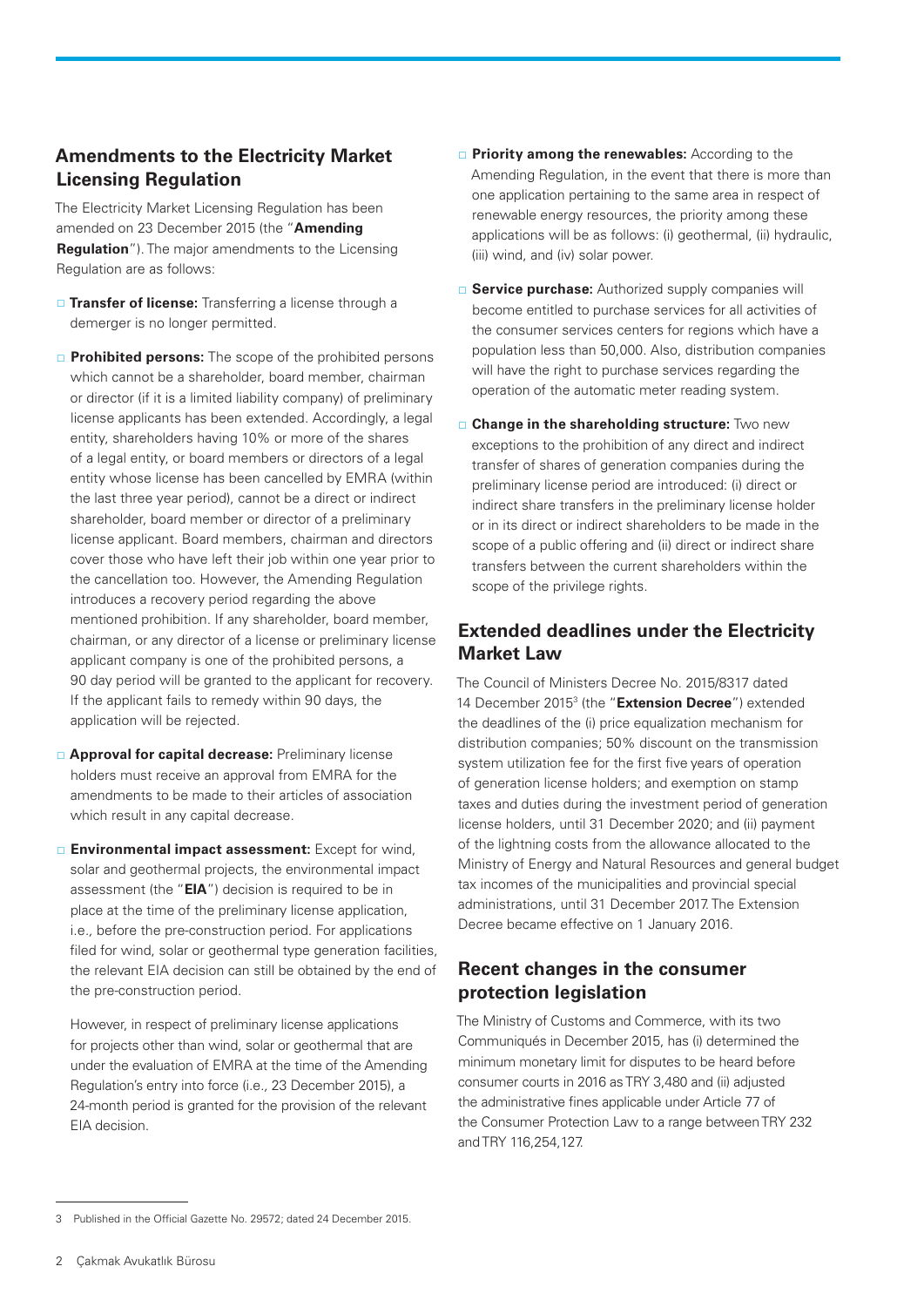## Amendments to the Electricity Market Licensing Regulation

The Electricity Market Licensing Regulation has been amended on 23 December 2015 (the "**Amending Regulation**"). The major amendments to the Licensing Regulation are as follows:

- **Transfer of license:** Transferring a license through a demerger is no longer permitted.
- **Prohibited persons:** The scope of the prohibited persons which cannot be a shareholder, board member, chairman or director (if it is a limited liability company) of preliminary license applicants has been extended. Accordingly, a legal entity, shareholders having 10% or more of the shares of a legal entity, or board members or directors of a legal entity whose license has been cancelled by EMRA (within the last three year period), cannot be a direct or indirect shareholder, board member or director of a preliminary license applicant. Board members, chairman and directors cover those who have left their job within one year prior to the cancellation too. However, the Amending Regulation introduces a recovery period regarding the above mentioned prohibition. If any shareholder, board member, chairman, or any director of a license or preliminary license applicant company is one of the prohibited persons, a 90 day period will be granted to the applicant for recovery. If the applicant fails to remedy within 90 days, the application will be rejected.
- **Approval for capital decrease:** Preliminary license holders must receive an approval from EMRA for the amendments to be made to their articles of association which result in any capital decrease.
- **Environmental impact assessment:** Except for wind, solar and geothermal projects, the environmental impact assessment (the "**EIA**") decision is required to be in place at the time of the preliminary license application, i.e., before the pre-construction period. For applications filed for wind, solar or geothermal type generation facilities, the relevant EIA decision can still be obtained by the end of the pre-construction period.

  However, in respect of preliminary license applications for projects other than wind, solar or geothermal that are under the evaluation of EMRA at the time of the Amending Regulation's entry into force (i.e., 23 December 2015), a 24-month period is granted for the provision of the relevant EIA decision.
- **Priority among the renewables:** According to the Amending Regulation, in the event that there is more than one application pertaining to the same area in respect of renewable energy resources, the priority among these applications will be as follows: (i) geothermal, (ii) hydraulic, (iii) wind, and (iv) solar power.
- **Service purchase:** Authorized supply companies will become entitled to purchase services for all activities of the consumer services centers for regions which have a population less than 50,000. Also, distribution companies will have the right to purchase services regarding the operation of the automatic meter reading system.
- **Change in the shareholding structure:** Two new exceptions to the prohibition of any direct and indirect transfer of shares of generation companies during the preliminary license period are introduced: (i) direct or indirect share transfers in the preliminary license holder or in its direct or indirect shareholders to be made in the scope of a public offering and (ii) direct or indirect share transfers between the current shareholders within the scope of the privilege rights.

## Extended deadlines under the Electricity Market Law

The Council of Ministers Decree No. 2015/8317 dated 14 December 2015[3] (the "**Extension Decree**") extended the deadlines of the (i) price equalization mechanism for distribution companies; 50% discount on the transmission system utilization fee for the first five years of operation of generation license holders; and exemption on stamp taxes and duties during the investment period of generation license holders, until 31 December 2020; and (ii) payment of the lightning costs from the allowance allocated to the Ministry of Energy and Natural Resources and general budget tax incomes of the municipalities and provincial special administrations, until 31 December 2017. The Extension Decree became effective on 1 January 2016.

## Recent changes in the consumer protection legislation

The Ministry of Customs and Commerce, with its two Communiqués in December 2015, has (i) determined the minimum monetary limit for disputes to be heard before consumer courts in 2016 as TRY 3,480 and (ii) adjusted the administrative fines applicable under Article 77 of the Consumer Protection Law to a range between TRY 232 and TRY 116,254,127.

---

3 Published in the Official Gazette No. 29572; dated 24 December 2015.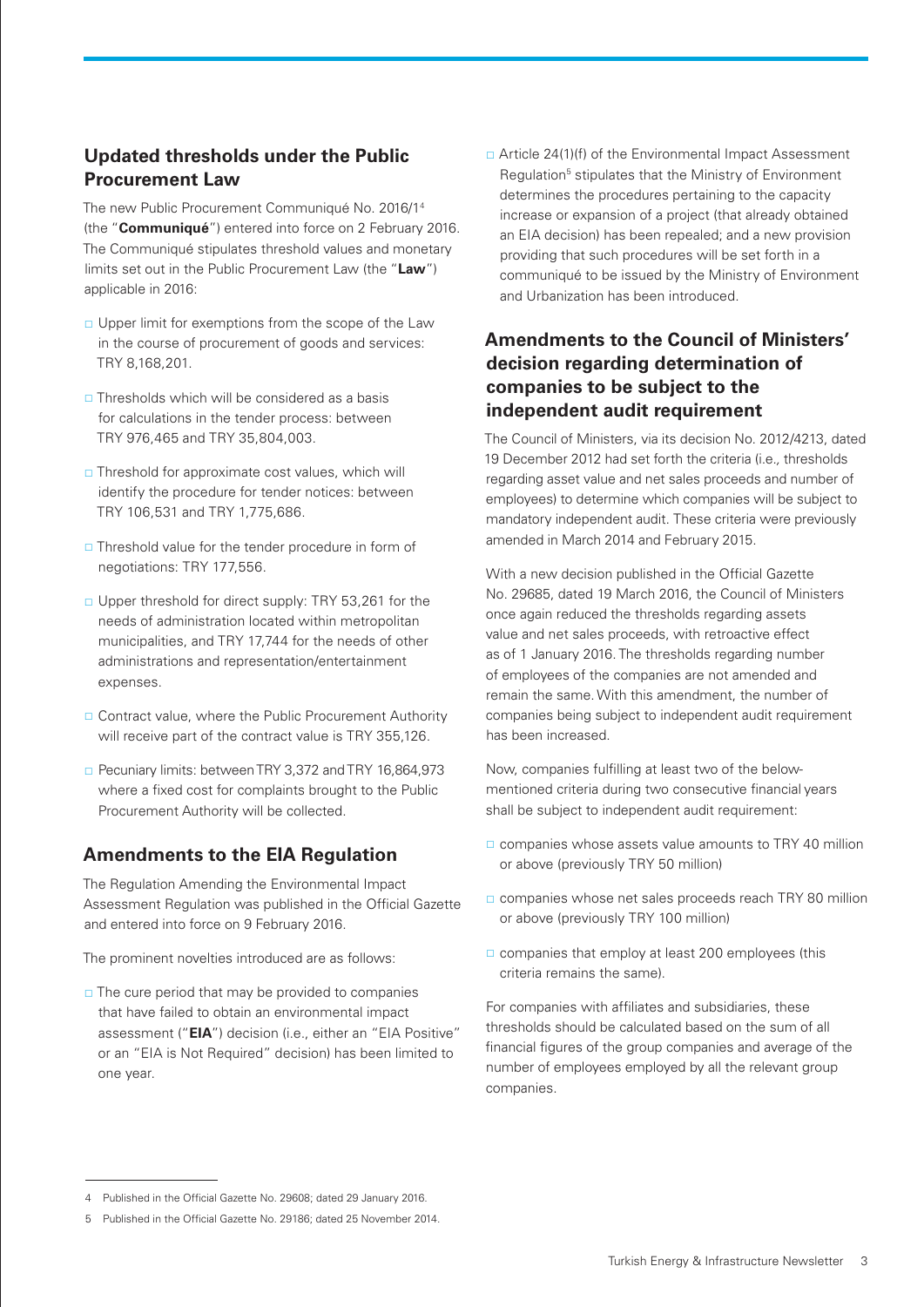## Updated thresholds under the Public Procurement Law

The new Public Procurement Communiqué No. 2016/1[4] (the "**Communiqué**") entered into force on 2 February 2016. The Communiqué stipulates threshold values and monetary limits set out in the Public Procurement Law (the "**Law**") applicable in 2016:

- Upper limit for exemptions from the scope of the Law in the course of procurement of goods and services: TRY 8,168,201.
- Thresholds which will be considered as a basis for calculations in the tender process: between TRY 976,465 and TRY 35,804,003.
- Threshold for approximate cost values, which will identify the procedure for tender notices: between TRY 106,531 and TRY 1,775,686.
- Threshold value for the tender procedure in form of negotiations: TRY 177,556.
- Upper threshold for direct supply: TRY 53,261 for the needs of administration located within metropolitan municipalities, and TRY 17,744 for the needs of other administrations and representation/entertainment expenses.
- Contract value, where the Public Procurement Authority will receive part of the contract value is TRY 355,126.
- Pecuniary limits: between TRY 3,372 and TRY 16,864,973 where a fixed cost for complaints brought to the Public Procurement Authority will be collected.

## Amendments to the EIA Regulation

The Regulation Amending the Environmental Impact Assessment Regulation was published in the Official Gazette and entered into force on 9 February 2016.

The prominent novelties introduced are as follows:

- The cure period that may be provided to companies that have failed to obtain an environmental impact assessment ("**EIA**") decision (i.e., either an "EIA Positive" or an "EIA is Not Required" decision) has been limited to one year.
- Article 24(1)(f) of the Environmental Impact Assessment Regulation[5] stipulates that the Ministry of Environment determines the procedures pertaining to the capacity increase or expansion of a project (that already obtained an EIA decision) has been repealed; and a new provision providing that such procedures will be set forth in a communiqué to be issued by the Ministry of Environment and Urbanization has been introduced.

## Amendments to the Council of Ministers' decision regarding determination of companies to be subject to the independent audit requirement

The Council of Ministers, via its decision No. 2012/4213, dated 19 December 2012 had set forth the criteria (i.e., thresholds regarding asset value and net sales proceeds and number of employees) to determine which companies will be subject to mandatory independent audit. These criteria were previously amended in March 2014 and February 2015.

With a new decision published in the Official Gazette No. 29685, dated 19 March 2016, the Council of Ministers once again reduced the thresholds regarding assets value and net sales proceeds, with retroactive effect as of 1 January 2016. The thresholds regarding number of employees of the companies are not amended and remain the same. With this amendment, the number of companies being subject to independent audit requirement has been increased.

Now, companies fulfilling at least two of the below-mentioned criteria during two consecutive financial years shall be subject to independent audit requirement:

- companies whose assets value amounts to TRY 40 million or above (previously TRY 50 million)
- companies whose net sales proceeds reach TRY 80 million or above (previously TRY 100 million)
- companies that employ at least 200 employees (this criteria remains the same).

For companies with affiliates and subsidiaries, these thresholds should be calculated based on the sum of all financial figures of the group companies and average of the number of employees employed by all the relevant group companies.

---

4 Published in the Official Gazette No. 29608; dated 29 January 2016.

5 Published in the Official Gazette No. 29186; dated 25 November 2014.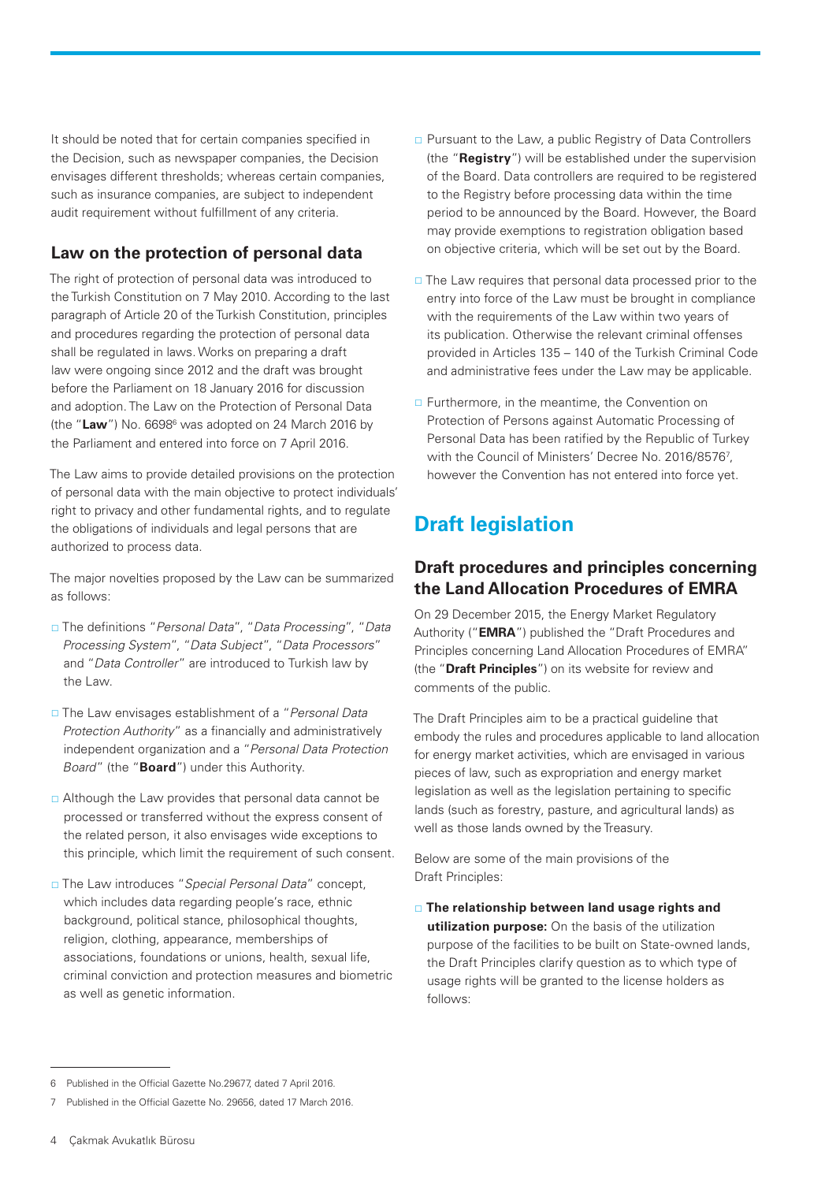It should be noted that for certain companies specified in the Decision, such as newspaper companies, the Decision envisages different thresholds; whereas certain companies, such as insurance companies, are subject to independent audit requirement without fulfillment of any criteria.

### Law on the protection of personal data

The right of protection of personal data was introduced to the Turkish Constitution on 7 May 2010. According to the last paragraph of Article 20 of the Turkish Constitution, principles and procedures regarding the protection of personal data shall be regulated in laws. Works on preparing a draft law were ongoing since 2012 and the draft was brought before the Parliament on 18 January 2016 for discussion and adoption. The Law on the Protection of Personal Data (the "**Law**") No. 6698[6] was adopted on 24 March 2016 by the Parliament and entered into force on 7 April 2016.

The Law aims to provide detailed provisions on the protection of personal data with the main objective to protect individuals' right to privacy and other fundamental rights, and to regulate the obligations of individuals and legal persons that are authorized to process data.

The major novelties proposed by the Law can be summarized as follows:

- The definitions "*Personal Data*", "*Data Processing*", "*Data Processing System*", "*Data Subject*", "*Data Processors*" and "*Data Controller*" are introduced to Turkish law by the Law.
- The Law envisages establishment of a "*Personal Data Protection Authority*" as a financially and administratively independent organization and a "*Personal Data Protection Board*" (the "**Board**") under this Authority.
- Although the Law provides that personal data cannot be processed or transferred without the express consent of the related person, it also envisages wide exceptions to this principle, which limit the requirement of such consent.
- The Law introduces "*Special Personal Data*" concept, which includes data regarding people's race, ethnic background, political stance, philosophical thoughts, religion, clothing, appearance, memberships of associations, foundations or unions, health, sexual life, criminal conviction and protection measures and biometric as well as genetic information.
- Pursuant to the Law, a public Registry of Data Controllers (the "**Registry**") will be established under the supervision of the Board. Data controllers are required to be registered to the Registry before processing data within the time period to be announced by the Board. However, the Board may provide exemptions to registration obligation based on objective criteria, which will be set out by the Board.
- The Law requires that personal data processed prior to the entry into force of the Law must be brought in compliance with the requirements of the Law within two years of its publication. Otherwise the relevant criminal offenses provided in Articles 135 – 140 of the Turkish Criminal Code and administrative fees under the Law may be applicable.
- Furthermore, in the meantime, the Convention on Protection of Persons against Automatic Processing of Personal Data has been ratified by the Republic of Turkey with the Council of Ministers' Decree No. 2016/8576[7], however the Convention has not entered into force yet.

## Draft legislation

### Draft procedures and principles concerning the Land Allocation Procedures of EMRA

On 29 December 2015, the Energy Market Regulatory Authority ("**EMRA**") published the "Draft Procedures and Principles concerning Land Allocation Procedures of EMRA" (the "**Draft Principles**") on its website for review and comments of the public.

The Draft Principles aim to be a practical guideline that embody the rules and procedures applicable to land allocation for energy market activities, which are envisaged in various pieces of law, such as expropriation and energy market legislation as well as the legislation pertaining to specific lands (such as forestry, pasture, and agricultural lands) as well as those lands owned by the Treasury.

Below are some of the main provisions of the Draft Principles:

- **The relationship between land usage rights and utilization purpose:** On the basis of the utilization purpose of the facilities to be built on State-owned lands, the Draft Principles clarify question as to which type of usage rights will be granted to the license holders as follows:

---

6 Published in the Official Gazette No.29677, dated 7 April 2016.

7 Published in the Official Gazette No. 29656, dated 17 March 2016.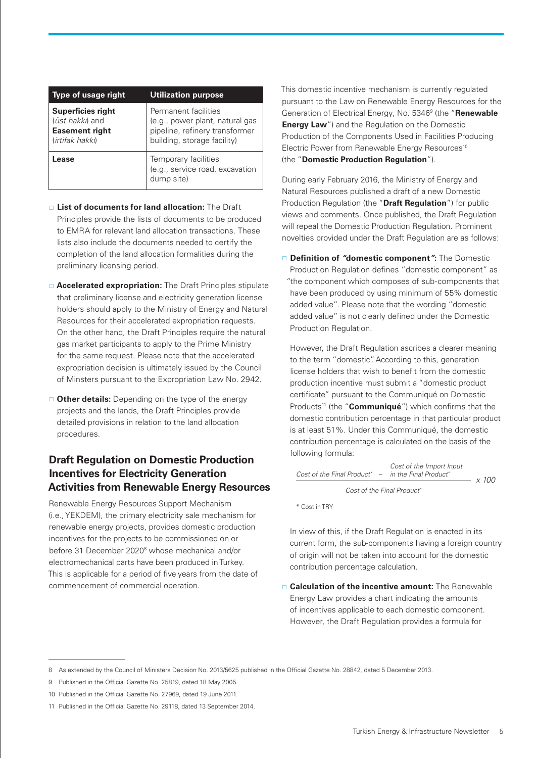| Type of usage right | Utilization purpose |
|---|---|
| **Superficies right** (*üst hakkı*) and **Easement right** (*irtifak hakkı*) | Permanent facilities (e.g., power plant, natural gas pipeline, refinery transformer building, storage facility) |
| **Lease** | Temporary facilities (e.g., service road, excavation dump site) |

- **List of documents for land allocation:** The Draft Principles provide the lists of documents to be produced to EMRA for relevant land allocation transactions. These lists also include the documents needed to certify the completion of the land allocation formalities during the preliminary licensing period.
- **Accelerated expropriation:** The Draft Principles stipulate that preliminary license and electricity generation license holders should apply to the Ministry of Energy and Natural Resources for their accelerated expropriation requests. On the other hand, the Draft Principles require the natural gas market participants to apply to the Prime Ministry for the same request. Please note that the accelerated expropriation decision is ultimately issued by the Council of Minsters pursuant to the Expropriation Law No. 2942.
- **Other details:** Depending on the type of the energy projects and the lands, the Draft Principles provide detailed provisions in relation to the land allocation procedures.

## Draft Regulation on Domestic Production Incentives for Electricity Generation Activities from Renewable Energy Resources

Renewable Energy Resources Support Mechanism (i.e., YEKDEM), the primary electricity sale mechanism for renewable energy projects, provides domestic production incentives for the projects to be commissioned on or before 31 December 2020[8] whose mechanical and/or electromechanical parts have been produced in Turkey. This is applicable for a period of five years from the date of commencement of commercial operation.

This domestic incentive mechanism is currently regulated pursuant to the Law on Renewable Energy Resources for the Generation of Electrical Energy, No. 5346[9] (the "**Renewable Energy Law**") and the Regulation on the Domestic Production of the Components Used in Facilities Producing Electric Power from Renewable Energy Resources[10] (the "**Domestic Production Regulation**").

During early February 2016, the Ministry of Energy and Natural Resources published a draft of a new Domestic Production Regulation (the "**Draft Regulation**") for public views and comments. Once published, the Draft Regulation will repeal the Domestic Production Regulation. Prominent novelties provided under the Draft Regulation are as follows:

- **Definition of *"*domestic component*"*:** The Domestic Production Regulation defines "domestic component" as "the component which composes of sub-components that have been produced by using minimum of 55% domestic added value". Please note that the wording "domestic added value" is not clearly defined under the Domestic Production Regulation.

  However, the Draft Regulation ascribes a clearer meaning to the term "domestic". According to this, generation license holders that wish to benefit from the domestic production incentive must submit a "domestic product certificate" pursuant to the Communiqué on Domestic Products[11] (the "**Communiqué**") which confirms that the domestic contribution percentage in that particular product is at least 51%. Under this Communiqué, the domestic contribution percentage is calculated on the basis of the following formula:

  $$\frac{\text{Cost of the Final Product}^{*} - \text{Cost of the Import Input in the Final Product}^{*}}{\text{Cost of the Final Product}^{*}} \times 100$$

  \* Cost in TRY

  In view of this, if the Draft Regulation is enacted in its current form, the sub-components having a foreign country of origin will not be taken into account for the domestic contribution percentage calculation.

- **Calculation of the incentive amount:** The Renewable Energy Law provides a chart indicating the amounts of incentives applicable to each domestic component. However, the Draft Regulation provides a formula for

---

8 As extended by the Council of Ministers Decision No. 2013/5625 published in the Official Gazette No. 28842, dated 5 December 2013.

9 Published in the Official Gazette No. 25819, dated 18 May 2005.

10 Published in the Official Gazette No. 27969, dated 19 June 2011.

11 Published in the Official Gazette No. 29118, dated 13 September 2014.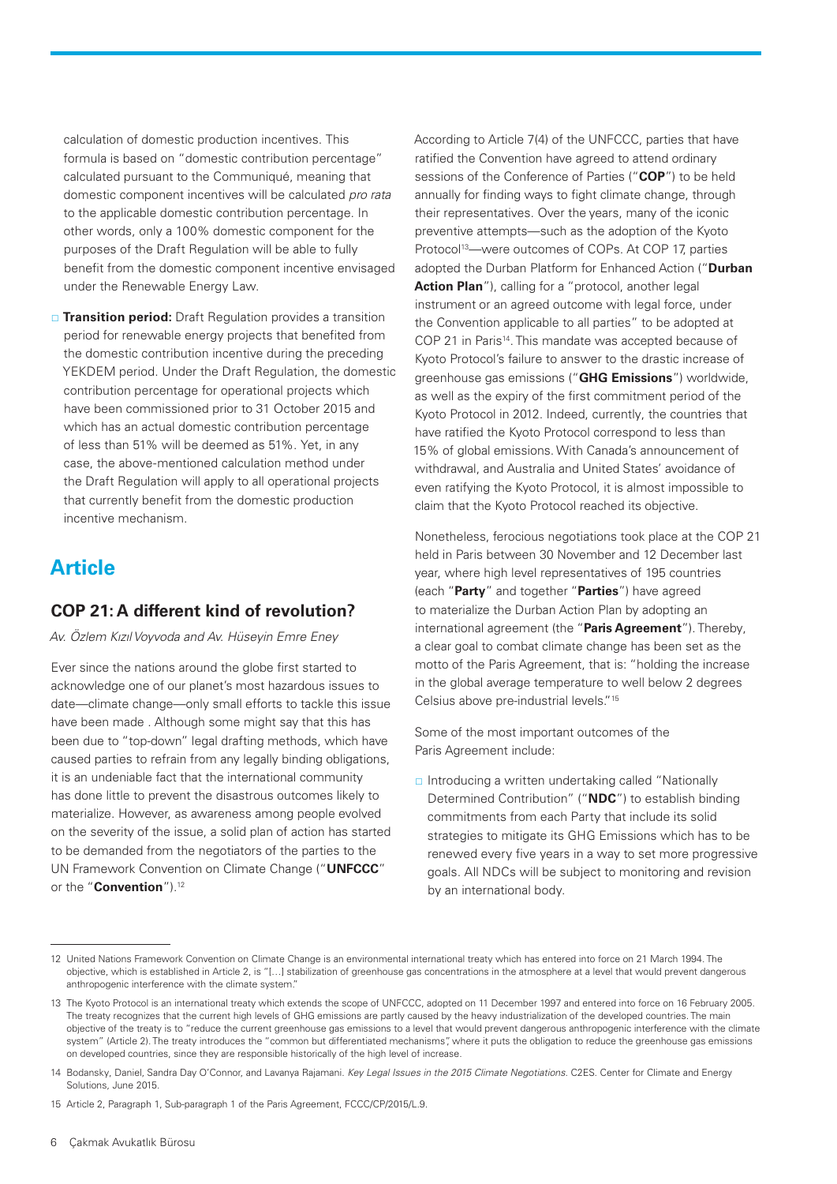calculation of domestic production incentives. This formula is based on "domestic contribution percentage" calculated pursuant to the Communiqué, meaning that domestic component incentives will be calculated *pro rata* to the applicable domestic contribution percentage. In other words, only a 100% domestic component for the purposes of the Draft Regulation will be able to fully benefit from the domestic component incentive envisaged under the Renewable Energy Law.

- **Transition period:** Draft Regulation provides a transition period for renewable energy projects that benefited from the domestic contribution incentive during the preceding YEKDEM period. Under the Draft Regulation, the domestic contribution percentage for operational projects which have been commissioned prior to 31 October 2015 and which has an actual domestic contribution percentage of less than 51% will be deemed as 51%. Yet, in any case, the above-mentioned calculation method under the Draft Regulation will apply to all operational projects that currently benefit from the domestic production incentive mechanism.

# Article

## COP 21: A different kind of revolution?

*Av. Özlem Kızıl Voyvoda and Av. Hüseyin Emre Eney*

Ever since the nations around the globe first started to acknowledge one of our planet's most hazardous issues to date—climate change—only small efforts to tackle this issue have been made . Although some might say that this has been due to "top-down" legal drafting methods, which have caused parties to refrain from any legally binding obligations, it is an undeniable fact that the international community has done little to prevent the disastrous outcomes likely to materialize. However, as awareness among people evolved on the severity of the issue, a solid plan of action has started to be demanded from the negotiators of the parties to the UN Framework Convention on Climate Change ("**UNFCCC**" or the "**Convention**").[12]

According to Article 7(4) of the UNFCCC, parties that have ratified the Convention have agreed to attend ordinary sessions of the Conference of Parties ("**COP**") to be held annually for finding ways to fight climate change, through their representatives. Over the years, many of the iconic preventive attempts—such as the adoption of the Kyoto Protocol[13]—were outcomes of COPs. At COP 17, parties adopted the Durban Platform for Enhanced Action ("**Durban Action Plan**"), calling for a "protocol, another legal instrument or an agreed outcome with legal force, under the Convention applicable to all parties" to be adopted at COP 21 in Paris[14]. This mandate was accepted because of Kyoto Protocol's failure to answer to the drastic increase of greenhouse gas emissions ("**GHG Emissions**") worldwide, as well as the expiry of the first commitment period of the Kyoto Protocol in 2012. Indeed, currently, the countries that have ratified the Kyoto Protocol correspond to less than 15% of global emissions. With Canada's announcement of withdrawal, and Australia and United States' avoidance of even ratifying the Kyoto Protocol, it is almost impossible to claim that the Kyoto Protocol reached its objective.

Nonetheless, ferocious negotiations took place at the COP 21 held in Paris between 30 November and 12 December last year, where high level representatives of 195 countries (each "**Party**" and together "**Parties**") have agreed to materialize the Durban Action Plan by adopting an international agreement (the "**Paris Agreement**"). Thereby, a clear goal to combat climate change has been set as the motto of the Paris Agreement, that is: "holding the increase in the global average temperature to well below 2 degrees Celsius above pre-industrial levels."[15]

Some of the most important outcomes of the Paris Agreement include:

- Introducing a written undertaking called "Nationally Determined Contribution" ("**NDC**") to establish binding commitments from each Party that include its solid strategies to mitigate its GHG Emissions which has to be renewed every five years in a way to set more progressive goals. All NDCs will be subject to monitoring and revision by an international body.

---

12 United Nations Framework Convention on Climate Change is an environmental international treaty which has entered into force on 21 March 1994. The objective, which is established in Article 2, is "[…] stabilization of greenhouse gas concentrations in the atmosphere at a level that would prevent dangerous anthropogenic interference with the climate system."

13 The Kyoto Protocol is an international treaty which extends the scope of UNFCCC, adopted on 11 December 1997 and entered into force on 16 February 2005. The treaty recognizes that the current high levels of GHG emissions are partly caused by the heavy industrialization of the developed countries. The main objective of the treaty is to "reduce the current greenhouse gas emissions to a level that would prevent dangerous anthropogenic interference with the climate system" (Article 2). The treaty introduces the "common but differentiated mechanisms", where it puts the obligation to reduce the greenhouse gas emissions on developed countries, since they are responsible historically of the high level of increase.

14 Bodansky, Daniel, Sandra Day O'Connor, and Lavanya Rajamani. *Key Legal Issues in the 2015 Climate Negotiations*. C2ES. Center for Climate and Energy Solutions, June 2015.

15 Article 2, Paragraph 1, Sub-paragraph 1 of the Paris Agreement, FCCC/CP/2015/L.9.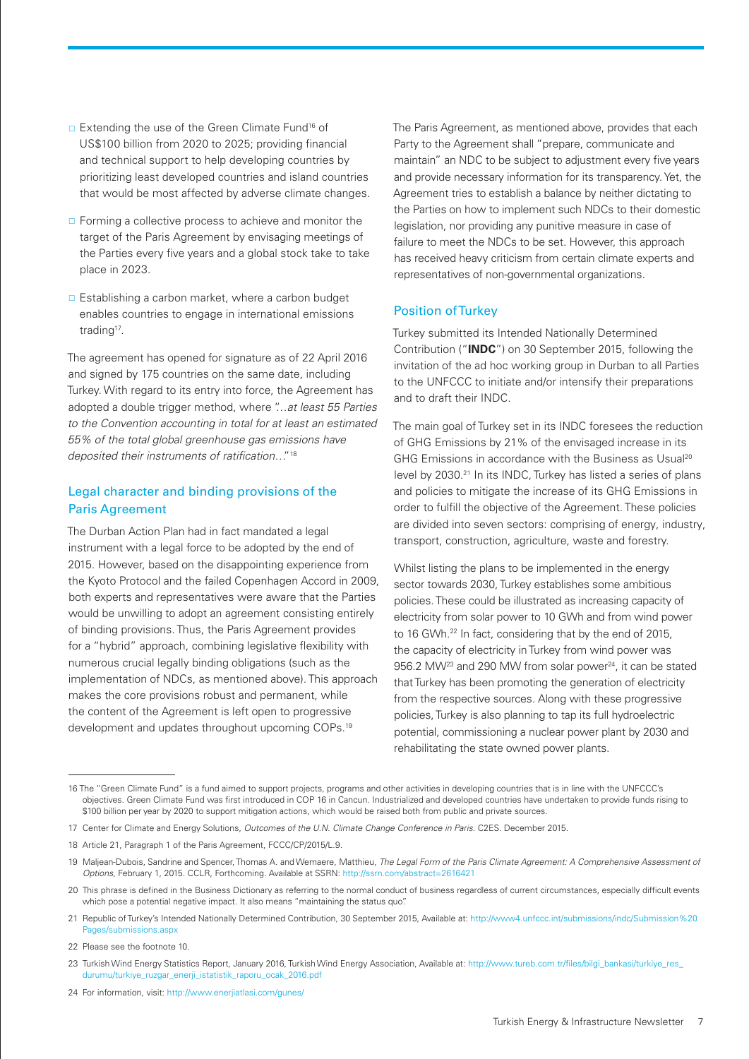- Extending the use of the Green Climate Fund[16] of US$100 billion from 2020 to 2025; providing financial and technical support to help developing countries by prioritizing least developed countries and island countries that would be most affected by adverse climate changes.
- Forming a collective process to achieve and monitor the target of the Paris Agreement by envisaging meetings of the Parties every five years and a global stock take to take place in 2023.
- Establishing a carbon market, where a carbon budget enables countries to engage in international emissions trading[17].

The agreement has opened for signature as of 22 April 2016 and signed by 175 countries on the same date, including Turkey. With regard to its entry into force, the Agreement has adopted a double trigger method, where *"…at least 55 Parties to the Convention accounting in total for at least an estimated 55% of the total global greenhouse gas emissions have deposited their instruments of ratification…"*[18]

## Legal character and binding provisions of the Paris Agreement

The Durban Action Plan had in fact mandated a legal instrument with a legal force to be adopted by the end of 2015. However, based on the disappointing experience from the Kyoto Protocol and the failed Copenhagen Accord in 2009, both experts and representatives were aware that the Parties would be unwilling to adopt an agreement consisting entirely of binding provisions. Thus, the Paris Agreement provides for a "hybrid" approach, combining legislative flexibility with numerous crucial legally binding obligations (such as the implementation of NDCs, as mentioned above). This approach makes the core provisions robust and permanent, while the content of the Agreement is left open to progressive development and updates throughout upcoming COPs.[19]

The Paris Agreement, as mentioned above, provides that each Party to the Agreement shall "prepare, communicate and maintain" an NDC to be subject to adjustment every five years and provide necessary information for its transparency. Yet, the Agreement tries to establish a balance by neither dictating to the Parties on how to implement such NDCs to their domestic legislation, nor providing any punitive measure in case of failure to meet the NDCs to be set. However, this approach has received heavy criticism from certain climate experts and representatives of non-governmental organizations.

## Position of Turkey

Turkey submitted its Intended Nationally Determined Contribution ("**INDC**") on 30 September 2015, following the invitation of the ad hoc working group in Durban to all Parties to the UNFCCC to initiate and/or intensify their preparations and to draft their INDC.

The main goal of Turkey set in its INDC foresees the reduction of GHG Emissions by 21% of the envisaged increase in its GHG Emissions in accordance with the Business as Usual[20] level by 2030.[21] In its INDC, Turkey has listed a series of plans and policies to mitigate the increase of its GHG Emissions in order to fulfill the objective of the Agreement. These policies are divided into seven sectors: comprising of energy, industry, transport, construction, agriculture, waste and forestry.

Whilst listing the plans to be implemented in the energy sector towards 2030, Turkey establishes some ambitious policies. These could be illustrated as increasing capacity of electricity from solar power to 10 GWh and from wind power to 16 GWh.[22] In fact, considering that by the end of 2015, the capacity of electricity in Turkey from wind power was 956.2 MW[23] and 290 MW from solar power[24], it can be stated that Turkey has been promoting the generation of electricity from the respective sources. Along with these progressive policies, Turkey is also planning to tap its full hydroelectric potential, commissioning a nuclear power plant by 2030 and rehabilitating the state owned power plants.

---

16 The "Green Climate Fund" is a fund aimed to support projects, programs and other activities in developing countries that is in line with the UNFCCC's objectives. Green Climate Fund was first introduced in COP 16 in Cancun. Industrialized and developed countries have undertaken to provide funds rising to $100 billion per year by 2020 to support mitigation actions, which would be raised both from public and private sources.

17 Center for Climate and Energy Solutions, *Outcomes of the U.N. Climate Change Conference in Paris*. C2ES. December 2015.

18 Article 21, Paragraph 1 of the Paris Agreement, FCCC/CP/2015/L.9.

19 Maljean-Dubois, Sandrine and Spencer, Thomas A. and Wemaere, Matthieu, *The Legal Form of the Paris Climate Agreement: A Comprehensive Assessment of Options*, February 1, 2015. CCLR, Forthcoming. Available at SSRN: http://ssrn.com/abstract=2616421

20 This phrase is defined in the Business Dictionary as referring to the normal conduct of business regardless of current circumstances, especially difficult events which pose a potential negative impact. It also means "maintaining the status quo".

21 Republic of Turkey's Intended Nationally Determined Contribution, 30 September 2015, Available at: http://www4.unfccc.int/submissions/indc/Submission%20Pages/submissions.aspx

22 Please see the footnote 10.

23 Turkish Wind Energy Statistics Report, January 2016, Turkish Wind Energy Association, Available at: http://www.tureb.com.tr/files/bilgi_bankasi/turkiye_res_durumu/turkiye_ruzgar_enerji_istatistik_raporu_ocak_2016.pdf

24 For information, visit: http://www.enerjiatlasi.com/gunes/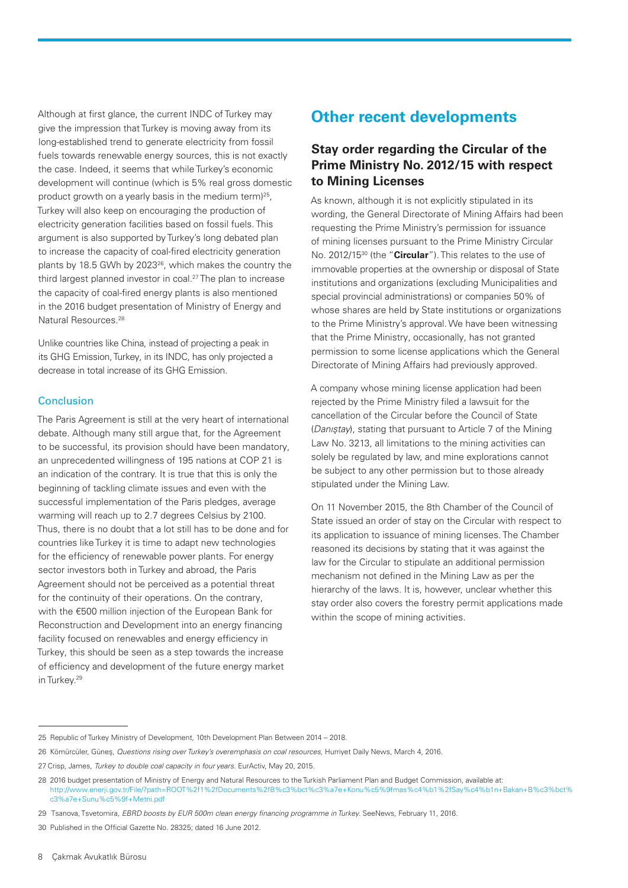Although at first glance, the current INDC of Turkey may give the impression that Turkey is moving away from its long-established trend to generate electricity from fossil fuels towards renewable energy sources, this is not exactly the case. Indeed, it seems that while Turkey's economic development will continue (which is 5% real gross domestic product growth on a yearly basis in the medium term)[25], Turkey will also keep on encouraging the production of electricity generation facilities based on fossil fuels. This argument is also supported by Turkey's long debated plan to increase the capacity of coal-fired electricity generation plants by 18.5 GWh by 2023[26], which makes the country the third largest planned investor in coal.[27] The plan to increase the capacity of coal-fired energy plants is also mentioned in the 2016 budget presentation of Ministry of Energy and Natural Resources.[28]

Unlike countries like China, instead of projecting a peak in its GHG Emission, Turkey, in its INDC, has only projected a decrease in total increase of its GHG Emission.

### Conclusion

The Paris Agreement is still at the very heart of international debate. Although many still argue that, for the Agreement to be successful, its provision should have been mandatory, an unprecedented willingness of 195 nations at COP 21 is an indication of the contrary. It is true that this is only the beginning of tackling climate issues and even with the successful implementation of the Paris pledges, average warming will reach up to 2.7 degrees Celsius by 2100. Thus, there is no doubt that a lot still has to be done and for countries like Turkey it is time to adapt new technologies for the efficiency of renewable power plants. For energy sector investors both in Turkey and abroad, the Paris Agreement should not be perceived as a potential threat for the continuity of their operations. On the contrary, with the €500 million injection of the European Bank for Reconstruction and Development into an energy financing facility focused on renewables and energy efficiency in Turkey, this should be seen as a step towards the increase of efficiency and development of the future energy market in Turkey.[29]

# Other recent developments

## Stay order regarding the Circular of the Prime Ministry No. 2012/15 with respect to Mining Licenses

As known, although it is not explicitly stipulated in its wording, the General Directorate of Mining Affairs had been requesting the Prime Ministry's permission for issuance of mining licenses pursuant to the Prime Ministry Circular No. 2012/15[30] (the "**Circular**"). This relates to the use of immovable properties at the ownership or disposal of State institutions and organizations (excluding Municipalities and special provincial administrations) or companies 50% of whose shares are held by State institutions or organizations to the Prime Ministry's approval. We have been witnessing that the Prime Ministry, occasionally, has not granted permission to some license applications which the General Directorate of Mining Affairs had previously approved.

A company whose mining license application had been rejected by the Prime Ministry filed a lawsuit for the cancellation of the Circular before the Council of State (*Danıştay*), stating that pursuant to Article 7 of the Mining Law No. 3213, all limitations to the mining activities can solely be regulated by law, and mine explorations cannot be subject to any other permission but to those already stipulated under the Mining Law.

On 11 November 2015, the 8th Chamber of the Council of State issued an order of stay on the Circular with respect to its application to issuance of mining licenses. The Chamber reasoned its decisions by stating that it was against the law for the Circular to stipulate an additional permission mechanism not defined in the Mining Law as per the hierarchy of the laws. It is, however, unclear whether this stay order also covers the forestry permit applications made within the scope of mining activities.

---

25 Republic of Turkey Ministry of Development, 10th Development Plan Between 2014 – 2018.

26 Kömürcüler, Güneş, *Questions rising over Turkey's overemphasis on coal resources*, Hurriyet Daily News, March 4, 2016.

27 Crisp, James, *Turkey to double coal capacity in four years*. EurActiv, May 20, 2015.

28 2016 budget presentation of Ministry of Energy and Natural Resources to the Turkish Parliament Plan and Budget Commission, available at: http://www.enerji.gov.tr/File/?path=ROOT%2f1%2fDocuments%2fB%c3%bct%c3%a7e+Konu%c5%9fmas%c4%b1%2fSay%c4%b1n+Bakan+B%c3%bct%c3%a7e+Sunu%c5%9f+Metni.pdf

29 Tsanova, Tsvetomira, *EBRD boosts by EUR 500m clean energy financing programme in Turkey*. SeeNews, February 11, 2016.

30 Published in the Official Gazette No. 28325; dated 16 June 2012.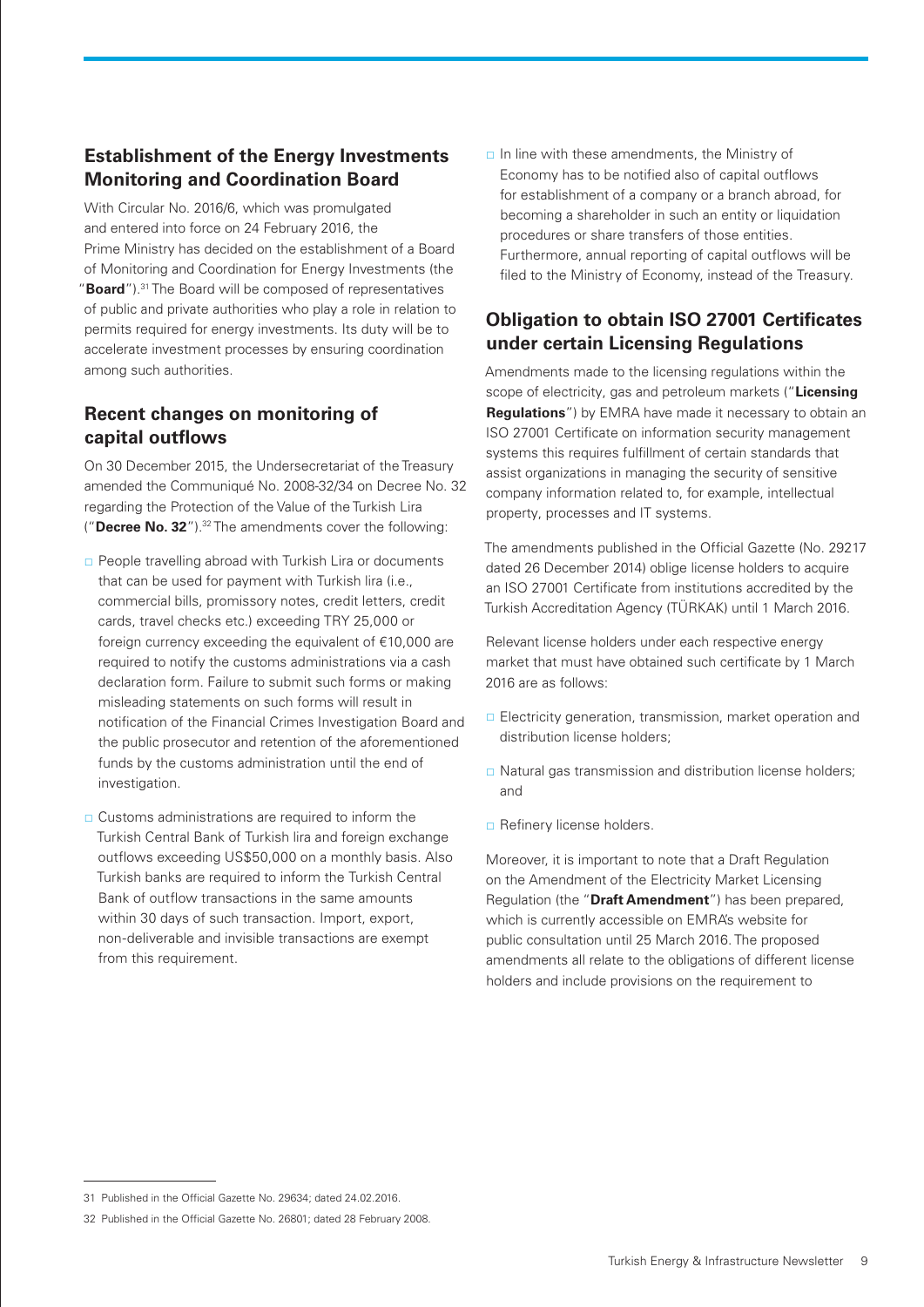## Establishment of the Energy Investments Monitoring and Coordination Board

With Circular No. 2016/6, which was promulgated and entered into force on 24 February 2016, the Prime Ministry has decided on the establishment of a Board of Monitoring and Coordination for Energy Investments (the "**Board**").[31] The Board will be composed of representatives of public and private authorities who play a role in relation to permits required for energy investments. Its duty will be to accelerate investment processes by ensuring coordination among such authorities.

## Recent changes on monitoring of capital outflows

On 30 December 2015, the Undersecretariat of the Treasury amended the Communiqué No. 2008-32/34 on Decree No. 32 regarding the Protection of the Value of the Turkish Lira ("**Decree No. 32**").[32] The amendments cover the following:

- People travelling abroad with Turkish Lira or documents that can be used for payment with Turkish lira (i.e., commercial bills, promissory notes, credit letters, credit cards, travel checks etc.) exceeding TRY 25,000 or foreign currency exceeding the equivalent of €10,000 are required to notify the customs administrations via a cash declaration form. Failure to submit such forms or making misleading statements on such forms will result in notification of the Financial Crimes Investigation Board and the public prosecutor and retention of the aforementioned funds by the customs administration until the end of investigation.
- Customs administrations are required to inform the Turkish Central Bank of Turkish lira and foreign exchange outflows exceeding US$50,000 on a monthly basis. Also Turkish banks are required to inform the Turkish Central Bank of outflow transactions in the same amounts within 30 days of such transaction. Import, export, non-deliverable and invisible transactions are exempt from this requirement.
- In line with these amendments, the Ministry of Economy has to be notified also of capital outflows for establishment of a company or a branch abroad, for becoming a shareholder in such an entity or liquidation procedures or share transfers of those entities. Furthermore, annual reporting of capital outflows will be filed to the Ministry of Economy, instead of the Treasury.

## Obligation to obtain ISO 27001 Certificates under certain Licensing Regulations

Amendments made to the licensing regulations within the scope of electricity, gas and petroleum markets ("**Licensing Regulations**") by EMRA have made it necessary to obtain an ISO 27001 Certificate on information security management systems this requires fulfillment of certain standards that assist organizations in managing the security of sensitive company information related to, for example, intellectual property, processes and IT systems.

The amendments published in the Official Gazette (No. 29217 dated 26 December 2014) oblige license holders to acquire an ISO 27001 Certificate from institutions accredited by the Turkish Accreditation Agency (TÜRKAK) until 1 March 2016.

Relevant license holders under each respective energy market that must have obtained such certificate by 1 March 2016 are as follows:

- Electricity generation, transmission, market operation and distribution license holders;
- Natural gas transmission and distribution license holders; and
- Refinery license holders.

Moreover, it is important to note that a Draft Regulation on the Amendment of the Electricity Market Licensing Regulation (the "**Draft Amendment**") has been prepared, which is currently accessible on EMRA's website for public consultation until 25 March 2016. The proposed amendments all relate to the obligations of different license holders and include provisions on the requirement to

---

31 Published in the Official Gazette No. 29634; dated 24.02.2016.

32 Published in the Official Gazette No. 26801; dated 28 February 2008.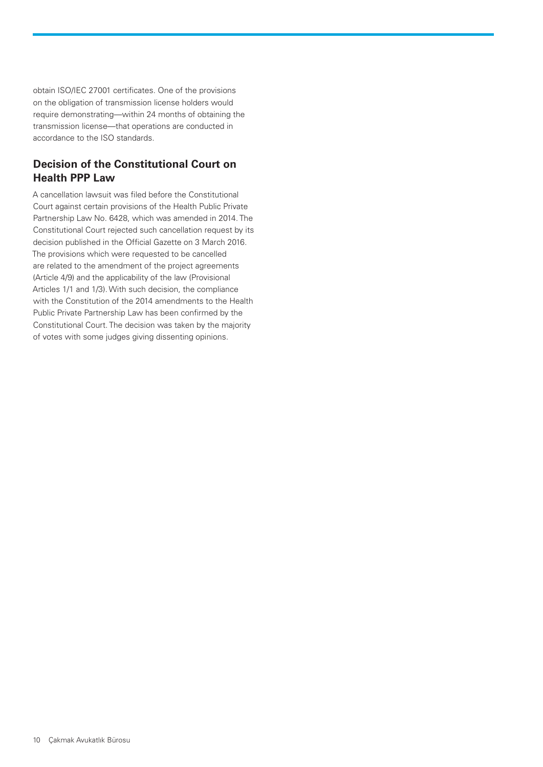obtain ISO/IEC 27001 certificates. One of the provisions on the obligation of transmission license holders would require demonstrating—within 24 months of obtaining the transmission license—that operations are conducted in accordance to the ISO standards.

## Decision of the Constitutional Court on Health PPP Law

A cancellation lawsuit was filed before the Constitutional Court against certain provisions of the Health Public Private Partnership Law No. 6428, which was amended in 2014. The Constitutional Court rejected such cancellation request by its decision published in the Official Gazette on 3 March 2016. The provisions which were requested to be cancelled are related to the amendment of the project agreements (Article 4/9) and the applicability of the law (Provisional Articles 1/1 and 1/3). With such decision, the compliance with the Constitution of the 2014 amendments to the Health Public Private Partnership Law has been confirmed by the Constitutional Court. The decision was taken by the majority of votes with some judges giving dissenting opinions.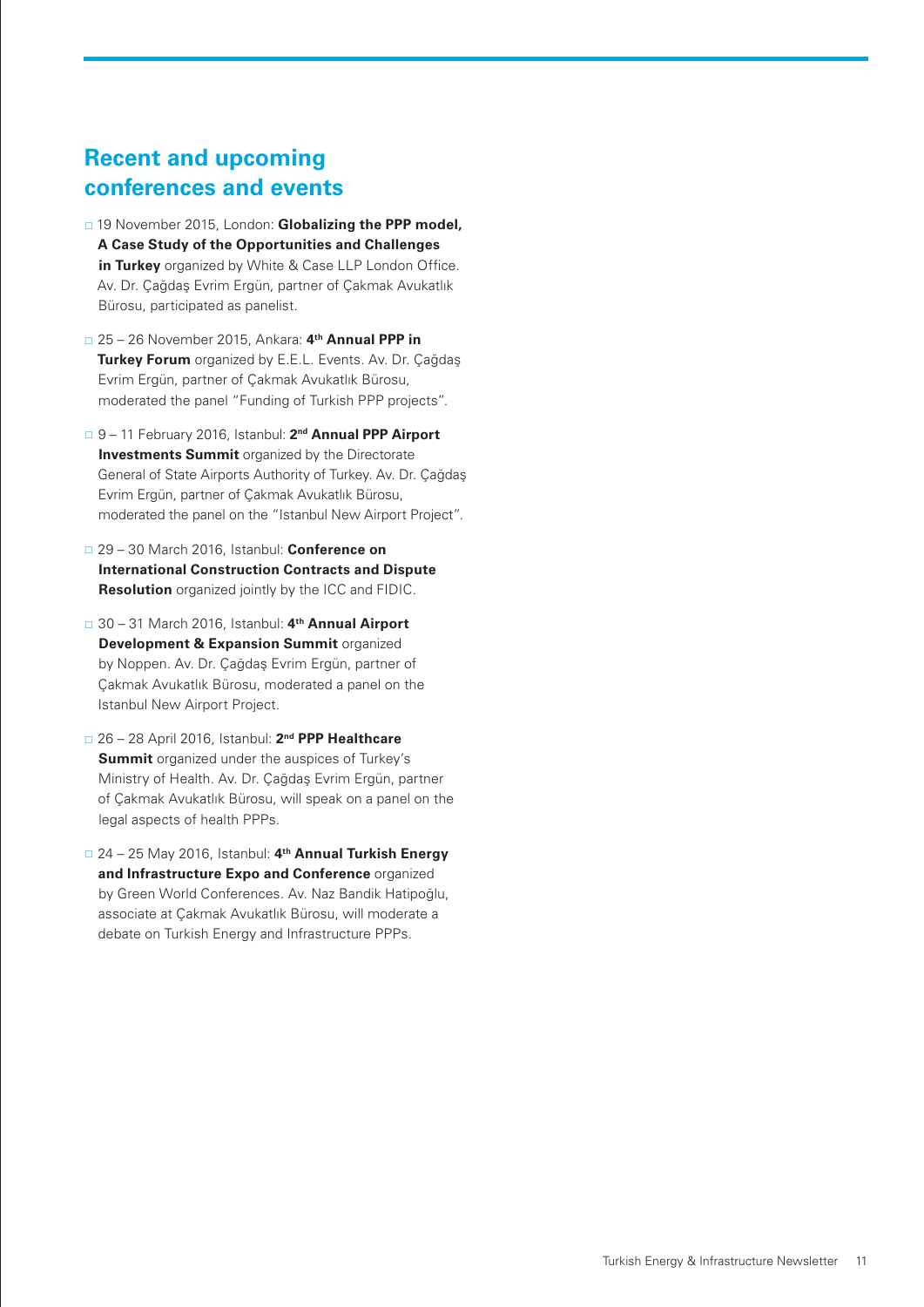## Recent and upcoming conferences and events

- 19 November 2015, London: **Globalizing the PPP model, A Case Study of the Opportunities and Challenges in Turkey** organized by White & Case LLP London Office. Av. Dr. Çağdaş Evrim Ergün, partner of Çakmak Avukatlık Bürosu, participated as panelist.
- 25 – 26 November 2015, Ankara: **4th Annual PPP in Turkey Forum** organized by E.E.L. Events. Av. Dr. Çağdaş Evrim Ergün, partner of Çakmak Avukatlık Bürosu, moderated the panel "Funding of Turkish PPP projects".
- 9 – 11 February 2016, Istanbul: **2nd Annual PPP Airport Investments Summit** organized by the Directorate General of State Airports Authority of Turkey. Av. Dr. Çağdaş Evrim Ergün, partner of Çakmak Avukatlık Bürosu, moderated the panel on the "Istanbul New Airport Project".
- 29 – 30 March 2016, Istanbul: **Conference on International Construction Contracts and Dispute Resolution** organized jointly by the ICC and FIDIC.
- 30 – 31 March 2016, Istanbul: **4th Annual Airport Development & Expansion Summit** organized by Noppen. Av. Dr. Çağdaş Evrim Ergün, partner of Çakmak Avukatlık Bürosu, moderated a panel on the Istanbul New Airport Project.
- 26 – 28 April 2016, Istanbul: **2nd PPP Healthcare Summit** organized under the auspices of Turkey's Ministry of Health. Av. Dr. Çağdaş Evrim Ergün, partner of Çakmak Avukatlık Bürosu, will speak on a panel on the legal aspects of health PPPs.
- 24 – 25 May 2016, Istanbul: **4th Annual Turkish Energy and Infrastructure Expo and Conference** organized by Green World Conferences. Av. Naz Bandik Hatipoğlu, associate at Çakmak Avukatlık Bürosu, will moderate a debate on Turkish Energy and Infrastructure PPPs.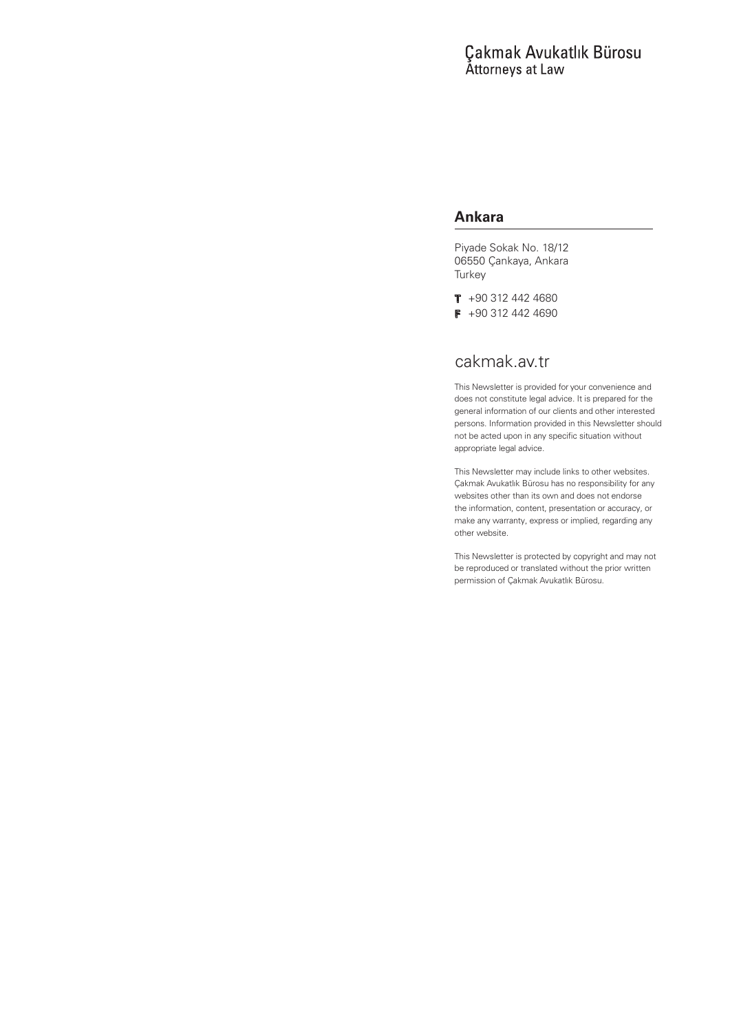Çakmak Avukatlık Bürosu
Attorneys at Law

## Ankara

Piyade Sokak No. 18/12
06550 Çankaya, Ankara
Turkey

T +90 312 442 4680
F +90 312 442 4690

cakmak.av.tr

This Newsletter is provided for your convenience and does not constitute legal advice. It is prepared for the general information of our clients and other interested persons. Information provided in this Newsletter should not be acted upon in any specific situation without appropriate legal advice.

This Newsletter may include links to other websites. Çakmak Avukatlık Bürosu has no responsibility for any websites other than its own and does not endorse the information, content, presentation or accuracy, or make any warranty, express or implied, regarding any other website.

This Newsletter is protected by copyright and may not be reproduced or translated without the prior written permission of Çakmak Avukatlık Bürosu.